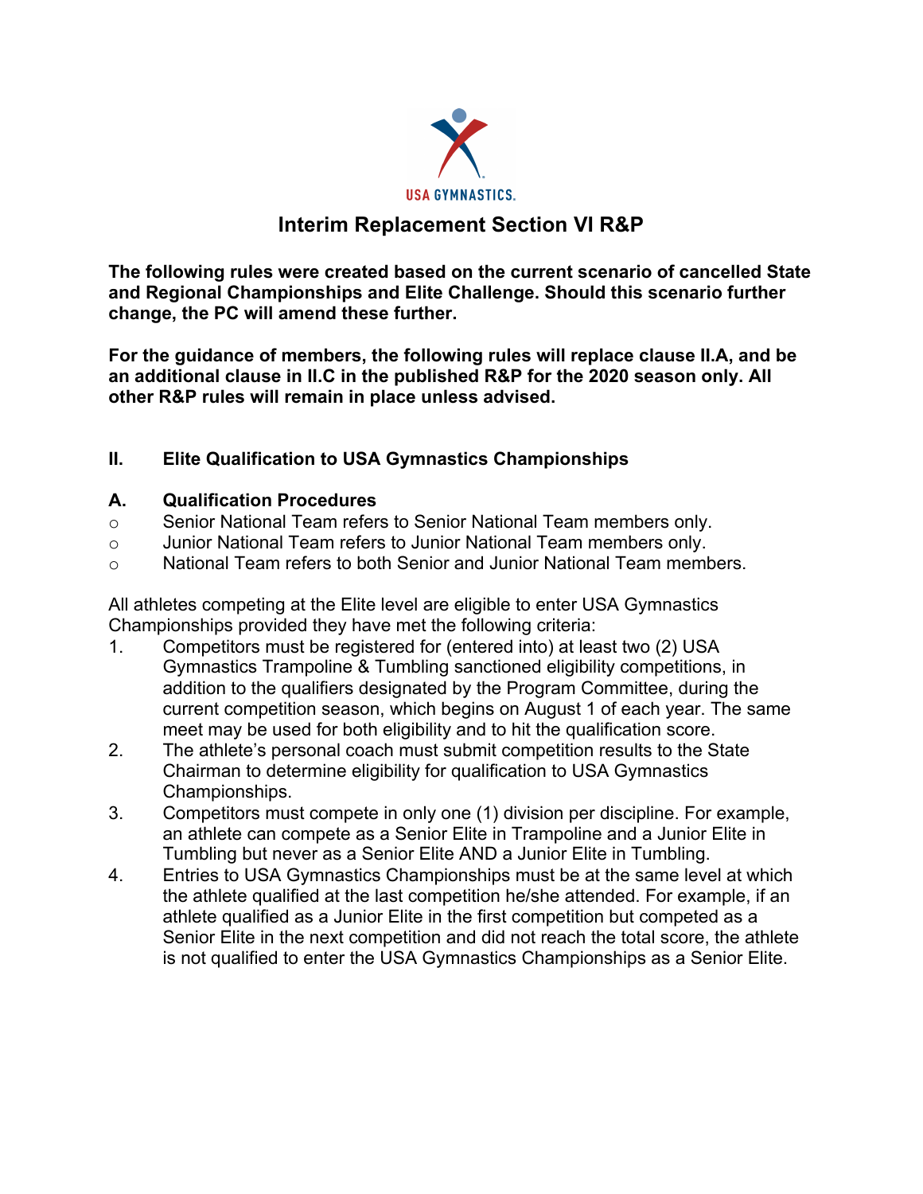USA GYMNASTICS.

# Interim Replacement Section VI R&P

**The following rules were created based on the current scenario of cancelled State and Regional Championships and Elite Challenge. Should this scenario further change, the PC will amend these further.**

**For the guidance of members, the following rules will replace clause II.A, and be an additional clause in II.C in the published R&P for the 2020 season only. All other R&P rules will remain in place unless advised.**

## II. Elite Qualification to USA Gymnastics Championships

### A. Qualification Procedures

- Senior National Team refers to Senior National Team members only.
- Junior National Team refers to Junior National Team members only.
- National Team refers to both Senior and Junior National Team members.

All athletes competing at the Elite level are eligible to enter USA Gymnastics Championships provided they have met the following criteria:

1. Competitors must be registered for (entered into) at least two (2) USA Gymnastics Trampoline & Tumbling sanctioned eligibility competitions, in addition to the qualifiers designated by the Program Committee, during the current competition season, which begins on August 1 of each year. The same meet may be used for both eligibility and to hit the qualification score.
2. The athlete's personal coach must submit competition results to the State Chairman to determine eligibility for qualification to USA Gymnastics Championships.
3. Competitors must compete in only one (1) division per discipline. For example, an athlete can compete as a Senior Elite in Trampoline and a Junior Elite in Tumbling but never as a Senior Elite AND a Junior Elite in Tumbling.
4. Entries to USA Gymnastics Championships must be at the same level at which the athlete qualified at the last competition he/she attended. For example, if an athlete qualified as a Junior Elite in the first competition but competed as a Senior Elite in the next competition and did not reach the total score, the athlete is not qualified to enter the USA Gymnastics Championships as a Senior Elite.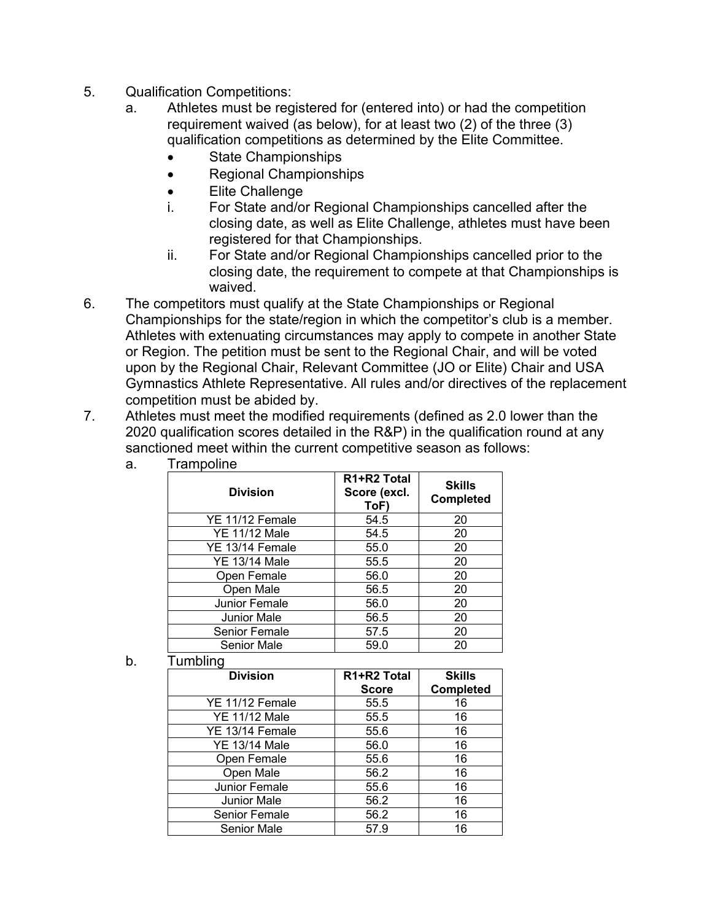5. Qualification Competitions:
   a. Athletes must be registered for (entered into) or had the competition requirement waived (as below), for at least two (2) of the three (3) qualification competitions as determined by the Elite Committee.
      - State Championships
      - Regional Championships
      - Elite Challenge

      i. For State and/or Regional Championships cancelled after the closing date, as well as Elite Challenge, athletes must have been registered for that Championships.

      ii. For State and/or Regional Championships cancelled prior to the closing date, the requirement to compete at that Championships is waived.
6. The competitors must qualify at the State Championships or Regional Championships for the state/region in which the competitor's club is a member. Athletes with extenuating circumstances may apply to compete in another State or Region. The petition must be sent to the Regional Chair, and will be voted upon by the Regional Chair, Relevant Committee (JO or Elite) Chair and USA Gymnastics Athlete Representative. All rules and/or directives of the replacement competition must be abided by.
7. Athletes must meet the modified requirements (defined as 2.0 lower than the 2020 qualification scores detailed in the R&P) in the qualification round at any sanctioned meet within the current competitive season as follows:
   a. Trampoline

| Division | R1+R2 Total Score (excl. ToF) | Skills Completed |
|---|---|---|
| YE 11/12 Female | 54.5 | 20 |
| YE 11/12 Male | 54.5 | 20 |
| YE 13/14 Female | 55.0 | 20 |
| YE 13/14 Male | 55.5 | 20 |
| Open Female | 56.0 | 20 |
| Open Male | 56.5 | 20 |
| Junior Female | 56.0 | 20 |
| Junior Male | 56.5 | 20 |
| Senior Female | 57.5 | 20 |
| Senior Male | 59.0 | 20 |

   b. Tumbling

| Division | R1+R2 Total Score | Skills Completed |
|---|---|---|
| YE 11/12 Female | 55.5 | 16 |
| YE 11/12 Male | 55.5 | 16 |
| YE 13/14 Female | 55.6 | 16 |
| YE 13/14 Male | 56.0 | 16 |
| Open Female | 55.6 | 16 |
| Open Male | 56.2 | 16 |
| Junior Female | 55.6 | 16 |
| Junior Male | 56.2 | 16 |
| Senior Female | 56.2 | 16 |
| Senior Male | 57.9 | 16 |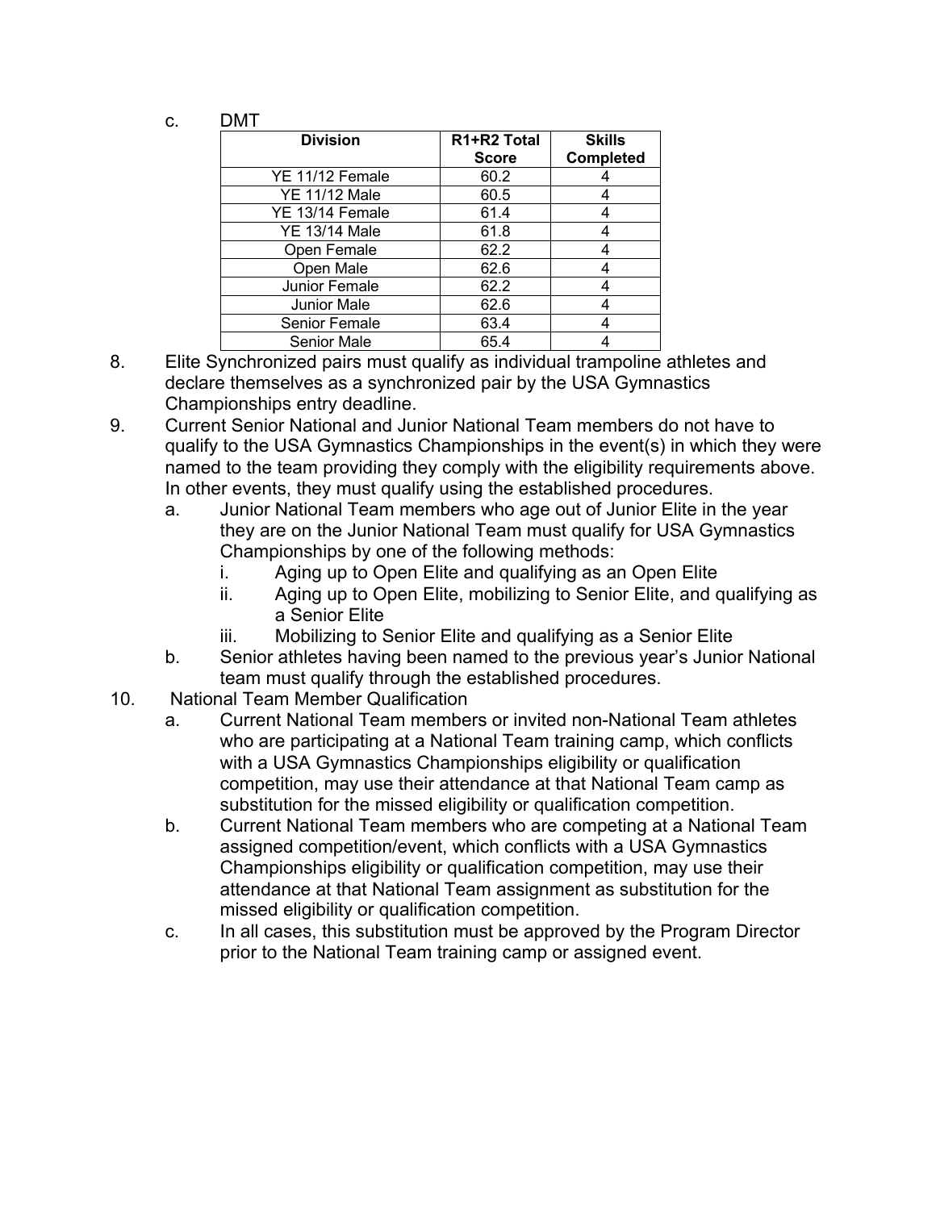c. DMT

| Division | R1+R2 Total Score | Skills Completed |
|---|---|---|
| YE 11/12 Female | 60.2 | 4 |
| YE 11/12 Male | 60.5 | 4 |
| YE 13/14 Female | 61.4 | 4 |
| YE 13/14 Male | 61.8 | 4 |
| Open Female | 62.2 | 4 |
| Open Male | 62.6 | 4 |
| Junior Female | 62.2 | 4 |
| Junior Male | 62.6 | 4 |
| Senior Female | 63.4 | 4 |
| Senior Male | 65.4 | 4 |

8. Elite Synchronized pairs must qualify as individual trampoline athletes and declare themselves as a synchronized pair by the USA Gymnastics Championships entry deadline.
9. Current Senior National and Junior National Team members do not have to qualify to the USA Gymnastics Championships in the event(s) in which they were named to the team providing they comply with the eligibility requirements above. In other events, they must qualify using the established procedures.
   a. Junior National Team members who age out of Junior Elite in the year they are on the Junior National Team must qualify for USA Gymnastics Championships by one of the following methods:
      i. Aging up to Open Elite and qualifying as an Open Elite
      ii. Aging up to Open Elite, mobilizing to Senior Elite, and qualifying as a Senior Elite
      iii. Mobilizing to Senior Elite and qualifying as a Senior Elite
   b. Senior athletes having been named to the previous year's Junior National team must qualify through the established procedures.
10. National Team Member Qualification
   a. Current National Team members or invited non-National Team athletes who are participating at a National Team training camp, which conflicts with a USA Gymnastics Championships eligibility or qualification competition, may use their attendance at that National Team camp as substitution for the missed eligibility or qualification competition.
   b. Current National Team members who are competing at a National Team assigned competition/event, which conflicts with a USA Gymnastics Championships eligibility or qualification competition, may use their attendance at that National Team assignment as substitution for the missed eligibility or qualification competition.
   c. In all cases, this substitution must be approved by the Program Director prior to the National Team training camp or assigned event.